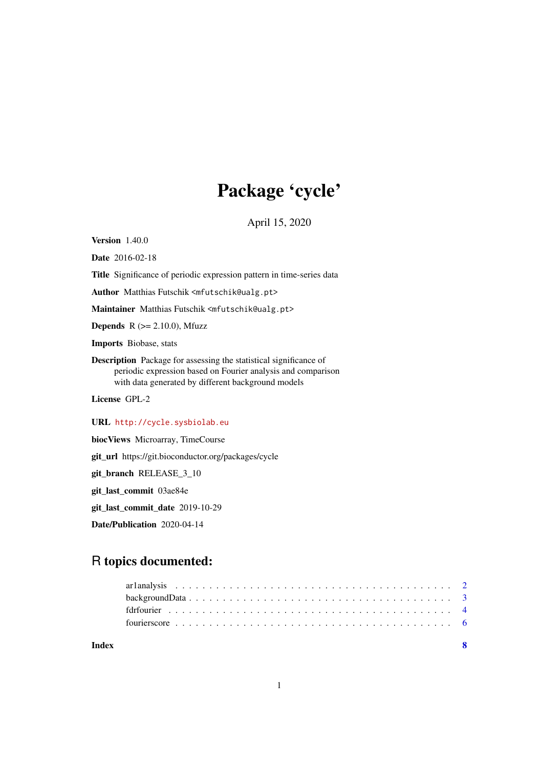# Package 'cycle'

April 15, 2020

**Version** 1.40.0

**Date** 2016-02-18

**Title** Significance of periodic expression pattern in time-series data

**Author** Matthias Futschik <mfutschik@ualg.pt>

**Maintainer** Matthias Futschik <mfutschik@ualg.pt>

**Depends** R (>= 2.10.0), Mfuzz

**Imports** Biobase, stats

**Description** Package for assessing the statistical significance of periodic expression based on Fourier analysis and comparison with data generated by different background models

**License** GPL-2

**URL** http://cycle.sysbiolab.eu

**biocViews** Microarray, TimeCourse

**git_url** https://git.bioconductor.org/packages/cycle

**git_branch** RELEASE_3_10

**git_last_commit** 03ae84e

**git_last_commit_date** 2019-10-29

**Date/Publication** 2020-04-14

## R topics documented:

- ar1analysis . . . . . . . . . . . . . . . . . . . . . . . . . . . . . . . . . . . . . . . . 2
- backgroundData . . . . . . . . . . . . . . . . . . . . . . . . . . . . . . . . . . . . . . 3
- fdrfourier . . . . . . . . . . . . . . . . . . . . . . . . . . . . . . . . . . . . . . . . . 4
- fourierscore . . . . . . . . . . . . . . . . . . . . . . . . . . . . . . . . . . . . . . . . 6

**Index** 8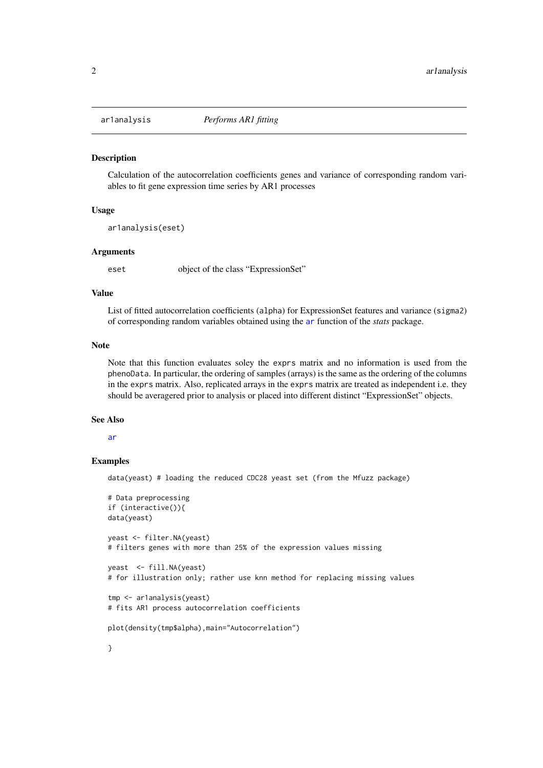## ar1analysis *Performs AR1 fitting*

### Description

Calculation of the autocorrelation coefficients genes and variance of corresponding random variables to fit gene expression time series by AR1 processes

### Usage

```
ar1analysis(eset)
```

### Arguments

| | |
|---|---|
| `eset` | object of the class "ExpressionSet" |

### Value

List of fitted autocorrelation coefficients (`alpha`) for ExpressionSet features and variance (`sigma2`) of corresponding random variables obtained using the `ar` function of the *stats* package.

### Note

Note that this function evaluates soley the `exprs` matrix and no information is used from the `phenoData`. In particular, the ordering of samples (arrays) is the same as the ordering of the columns in the `exprs` matrix. Also, replicated arrays in the `exprs` matrix are treated as independent i.e. they should be averagered prior to analysis or placed into different distinct "ExpressionSet" objects.

### See Also

`ar`

### Examples

```
data(yeast) # loading the reduced CDC28 yeast set (from the Mfuzz package)

# Data preprocessing
if (interactive()){
data(yeast)

yeast <- filter.NA(yeast)
# filters genes with more than 25% of the expression values missing

yeast  <- fill.NA(yeast)
# for illustration only; rather use knn method for replacing missing values

tmp <- ar1analysis(yeast)
# fits AR1 process autocorrelation coefficients

plot(density(tmp$alpha),main="Autocorrelation")

}
```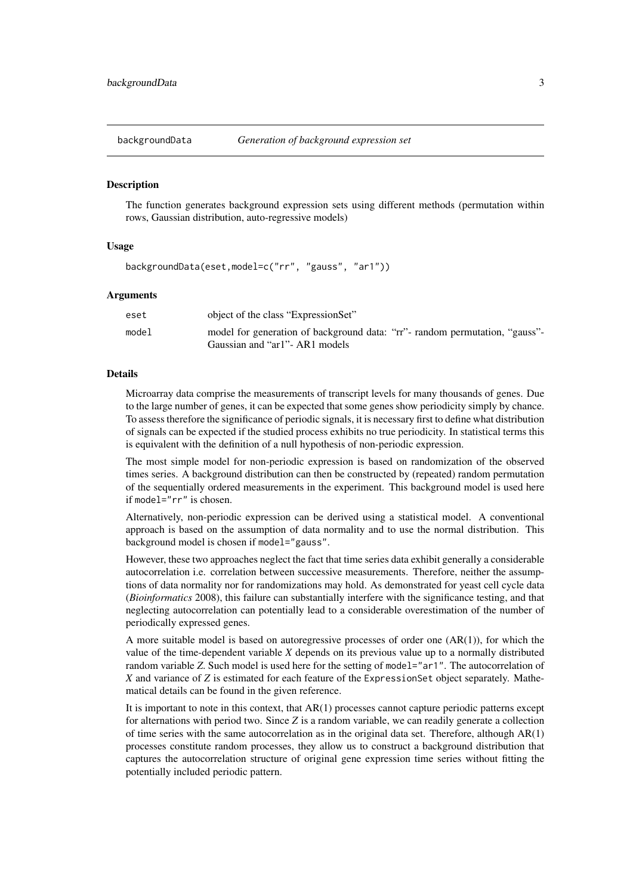# backgroundData *Generation of background expression set*

## Description

The function generates background expression sets using different methods (permutation within rows, Gaussian distribution, auto-regressive models)

## Usage

```
backgroundData(eset,model=c("rr", "gauss", "ar1"))
```

## Arguments

| | |
|---|---|
| eset | object of the class "ExpressionSet" |
| model | model for generation of background data: "rr"- random permutation, "gauss"- Gaussian and "ar1"- AR1 models |

## Details

Microarray data comprise the measurements of transcript levels for many thousands of genes. Due to the large number of genes, it can be expected that some genes show periodicity simply by chance. To assess therefore the significance of periodic signals, it is necessary first to define what distribution of signals can be expected if the studied process exhibits no true periodicity. In statistical terms this is equivalent with the definition of a null hypothesis of non-periodic expression.

The most simple model for non-periodic expression is based on randomization of the observed times series. A background distribution can then be constructed by (repeated) random permutation of the sequentially ordered measurements in the experiment. This background model is used here if `model="rr"` is chosen.

Alternatively, non-periodic expression can be derived using a statistical model. A conventional approach is based on the assumption of data normality and to use the normal distribution. This background model is chosen if `model="gauss"`.

However, these two approaches neglect the fact that time series data exhibit generally a considerable autocorrelation i.e. correlation between successive measurements. Therefore, neither the assumptions of data normality nor for randomizations may hold. As demonstrated for yeast cell cycle data (*Bioinformatics* 2008), this failure can substantially interfere with the significance testing, and that neglecting autocorrelation can potentially lead to a considerable overestimation of the number of periodically expressed genes.

A more suitable model is based on autoregressive processes of order one (AR(1)), for which the value of the time-dependent variable $X$ depends on its previous value up to a normally distributed random variable $Z$. Such model is used here for the setting of `model="ar1"`. The autocorrelation of $X$ and variance of $Z$ is estimated for each feature of the `ExpressionSet` object separately. Mathematical details can be found in the given reference.

It is important to note in this context, that AR(1) processes cannot capture periodic patterns except for alternations with period two. Since $Z$ is a random variable, we can readily generate a collection of time series with the same autocorrelation as in the original data set. Therefore, although AR(1) processes constitute random processes, they allow us to construct a background distribution that captures the autocorrelation structure of original gene expression time series without fitting the potentially included periodic pattern.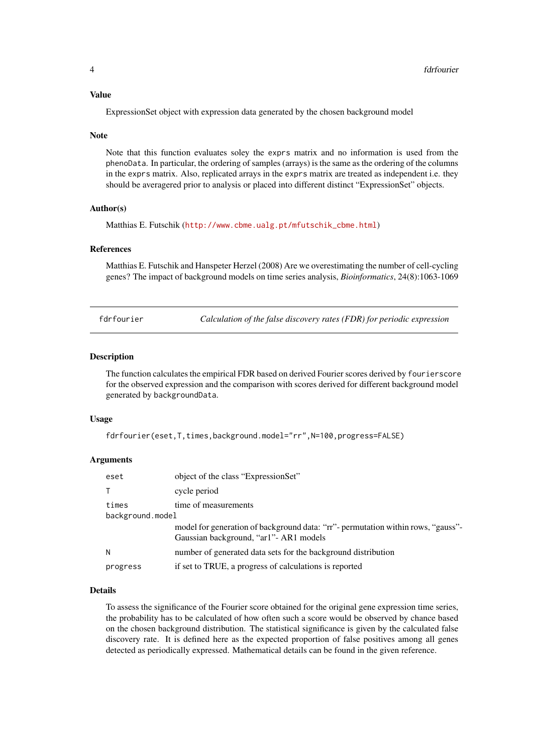### Value

ExpressionSet object with expression data generated by the chosen background model

### Note

Note that this function evaluates soley the `exprs` matrix and no information is used from the `phenoData`. In particular, the ordering of samples (arrays) is the same as the ordering of the columns in the `exprs` matrix. Also, replicated arrays in the `exprs` matrix are treated as independent i.e. they should be averagered prior to analysis or placed into different distinct "ExpressionSet" objects.

### Author(s)

Matthias E. Futschik (http://www.cbme.ualg.pt/mfutschik_cbme.html)

### References

Matthias E. Futschik and Hanspeter Herzel (2008) Are we overestimating the number of cell-cycling genes? The impact of background models on time series analysis, *Bioinformatics*, 24(8):1063-1069

---

## fdrfourier — *Calculation of the false discovery rates (FDR) for periodic expression*

---

### Description

The function calculates the empirical FDR based on derived Fourier scores derived by `fourierscore` for the observed expression and the comparison with scores derived for different background model generated by `backgroundData`.

### Usage

```
fdrfourier(eset,T,times,background.model="rr",N=100,progress=FALSE)
```

### Arguments

| | |
|---|---|
| `eset` | object of the class "ExpressionSet" |
| `T` | cycle period |
| `times` | time of measurements |
| `background.model` | model for generation of background data: "rr"- permutation within rows, "gauss"-Gaussian background, "ar1"- AR1 models |
| `N` | number of generated data sets for the background distribution |
| `progress` | if set to TRUE, a progress of calculations is reported |

### Details

To assess the significance of the Fourier score obtained for the original gene expression time series, the probability has to be calculated of how often such a score would be observed by chance based on the chosen background distribution. The statistical significance is given by the calculated false discovery rate. It is defined here as the expected proportion of false positives among all genes detected as periodically expressed. Mathematical details can be found in the given reference.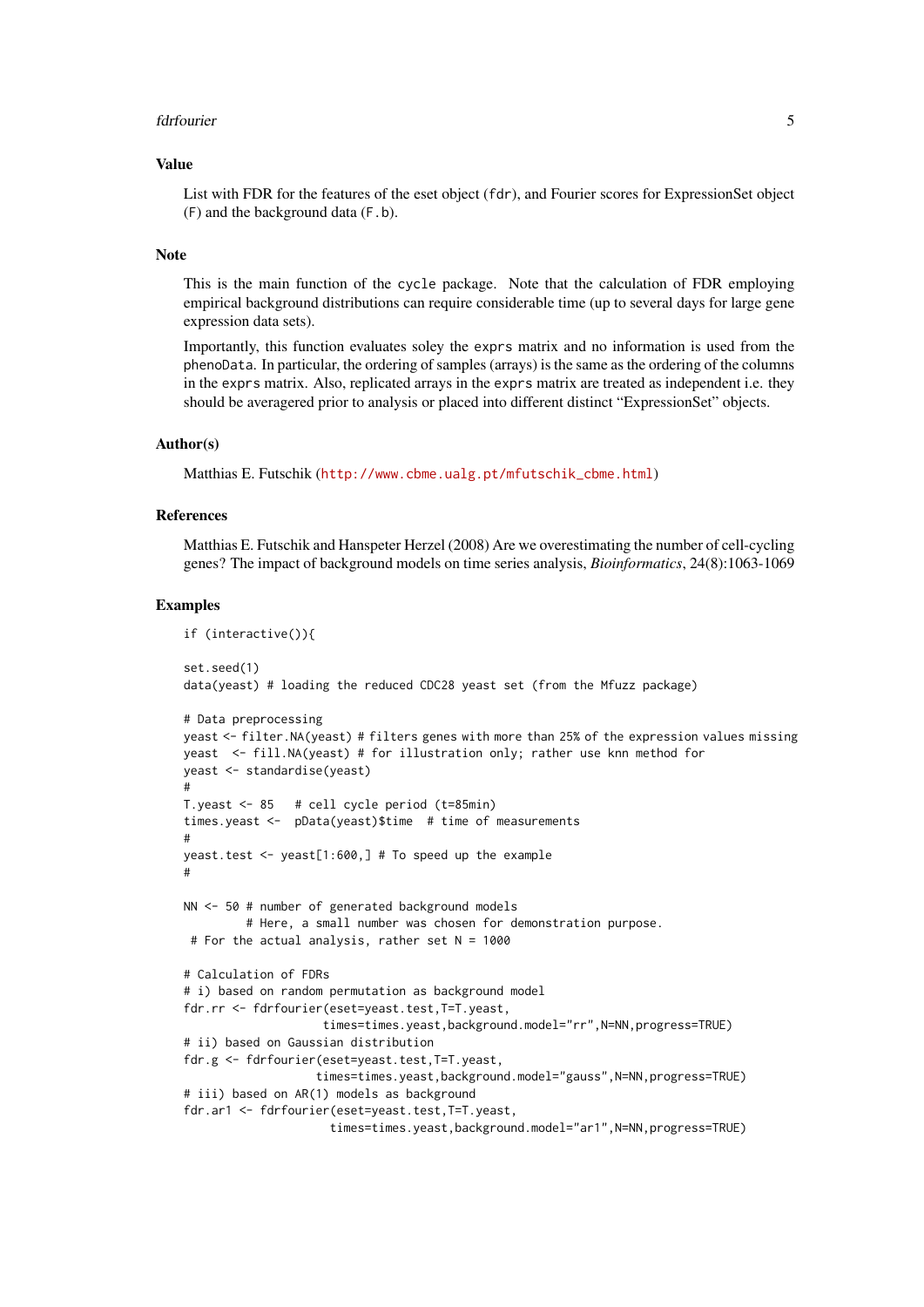### Value

List with FDR for the features of the eset object (`fdr`), and Fourier scores for ExpressionSet object (`F`) and the background data (`F.b`).

### Note

This is the main function of the `cycle` package. Note that the calculation of FDR employing empirical background distributions can require considerable time (up to several days for large gene expression data sets).

Importantly, this function evaluates soley the `exprs` matrix and no information is used from the `phenoData`. In particular, the ordering of samples (arrays) is the same as the ordering of the columns in the `exprs` matrix. Also, replicated arrays in the `exprs` matrix are treated as independent i.e. they should be averagered prior to analysis or placed into different distinct "ExpressionSet" objects.

### Author(s)

Matthias E. Futschik (http://www.cbme.ualg.pt/mfutschik_cbme.html)

### References

Matthias E. Futschik and Hanspeter Herzel (2008) Are we overestimating the number of cell-cycling genes? The impact of background models on time series analysis, *Bioinformatics*, 24(8):1063-1069

### Examples

```
if (interactive()){

set.seed(1)
data(yeast) # loading the reduced CDC28 yeast set (from the Mfuzz package)

# Data preprocessing
yeast <- filter.NA(yeast) # filters genes with more than 25% of the expression values missing
yeast  <- fill.NA(yeast) # for illustration only; rather use knn method for
yeast <- standardise(yeast)
#
T.yeast <- 85   # cell cycle period (t=85min)
times.yeast <-  pData(yeast)$time  # time of measurements
#
yeast.test <- yeast[1:600,] # To speed up the example
#

NN <- 50 # number of generated background models
         # Here, a small number was chosen for demonstration purpose.
 # For the actual analysis, rather set N = 1000

# Calculation of FDRs
# i) based on random permutation as background model
fdr.rr <- fdrfourier(eset=yeast.test,T=T.yeast,
                    times=times.yeast,background.model="rr",N=NN,progress=TRUE)
# ii) based on Gaussian distribution
fdr.g <- fdrfourier(eset=yeast.test,T=T.yeast,
                   times=times.yeast,background.model="gauss",N=NN,progress=TRUE)
# iii) based on AR(1) models as background
fdr.ar1 <- fdrfourier(eset=yeast.test,T=T.yeast,
                     times=times.yeast,background.model="ar1",N=NN,progress=TRUE)
```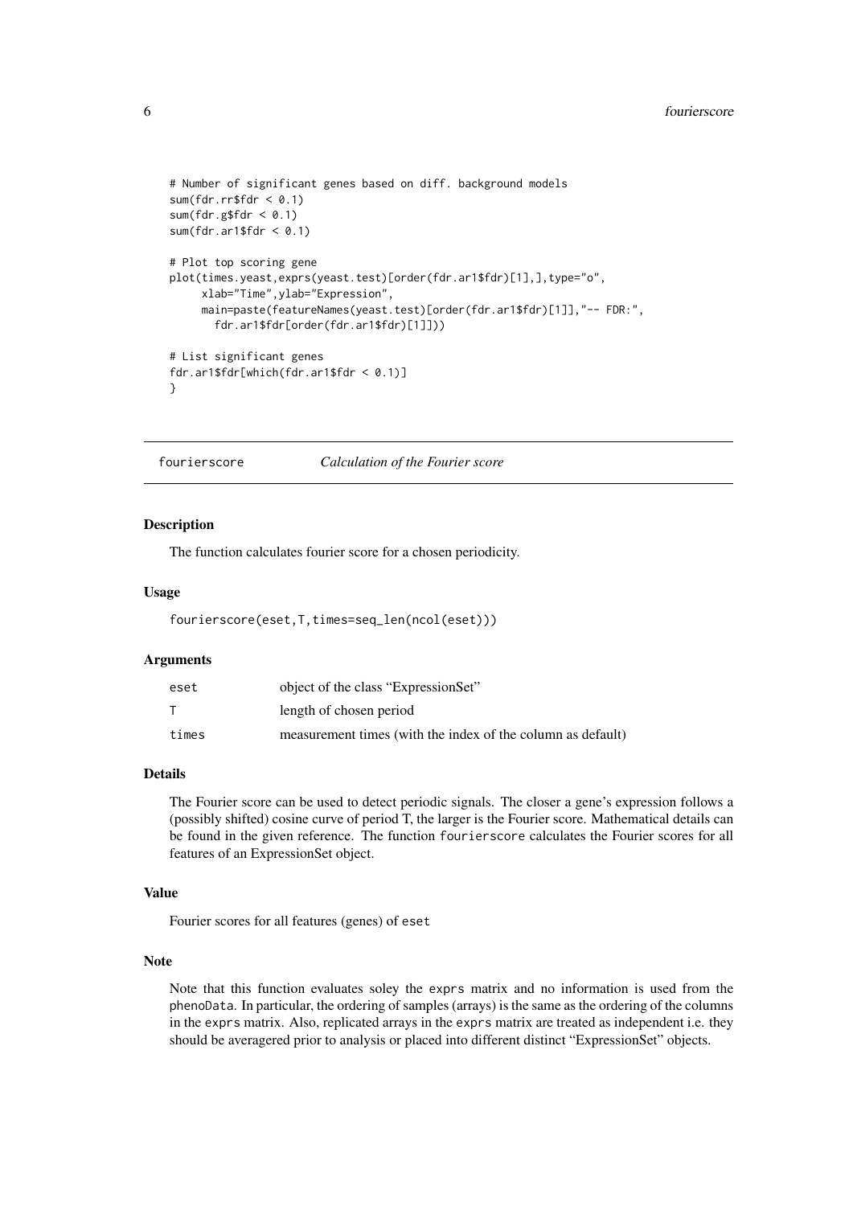```
# Number of significant genes based on diff. background models
sum(fdr.rr$fdr < 0.1)
sum(fdr.g$fdr < 0.1)
sum(fdr.ar1$fdr < 0.1)

# Plot top scoring gene
plot(times.yeast,exprs(yeast.test)[order(fdr.ar1$fdr)[1],],type="o",
     xlab="Time",ylab="Expression",
     main=paste(featureNames(yeast.test)[order(fdr.ar1$fdr)[1]],"-- FDR:",
       fdr.ar1$fdr[order(fdr.ar1$fdr)[1]]))

# List significant genes
fdr.ar1$fdr[which(fdr.ar1$fdr < 0.1)]
}
```

---

## fourierscore — *Calculation of the Fourier score*

---

### Description

The function calculates fourier score for a chosen periodicity.

### Usage

```
fourierscore(eset,T,times=seq_len(ncol(eset)))
```

### Arguments

| | |
|---|---|
| `eset` | object of the class “ExpressionSet” |
| `T` | length of chosen period |
| `times` | measurement times (with the index of the column as default) |

### Details

The Fourier score can be used to detect periodic signals. The closer a gene's expression follows a (possibly shifted) cosine curve of period T, the larger is the Fourier score. Mathematical details can be found in the given reference. The function `fourierscore` calculates the Fourier scores for all features of an ExpressionSet object.

### Value

Fourier scores for all features (genes) of `eset`

### Note

Note that this function evaluates soley the `exprs` matrix and no information is used from the `phenoData`. In particular, the ordering of samples (arrays) is the same as the ordering of the columns in the `exprs` matrix. Also, replicated arrays in the `exprs` matrix are treated as independent i.e. they should be averagered prior to analysis or placed into different distinct “ExpressionSet” objects.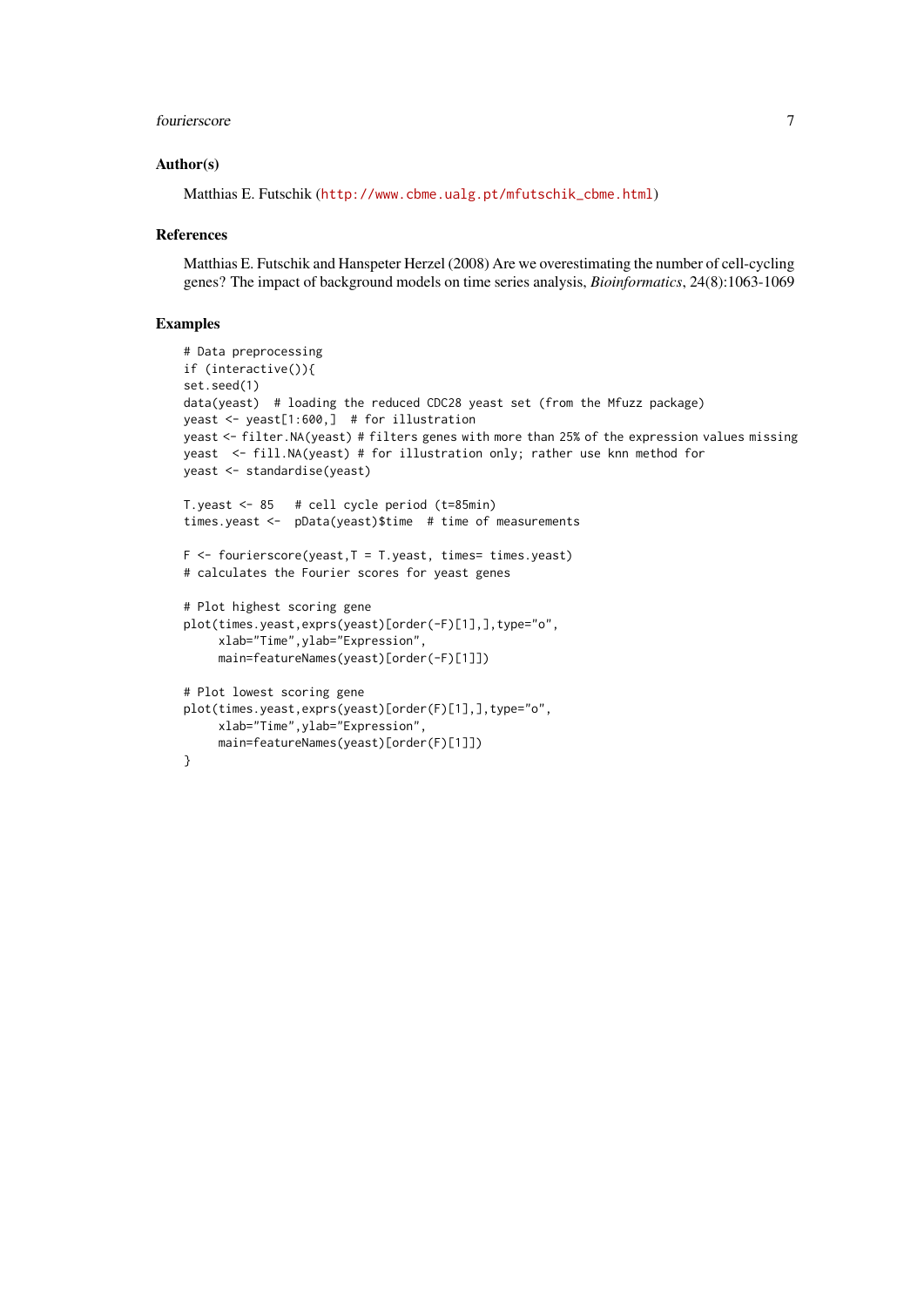## Author(s)

Matthias E. Futschik (http://www.cbme.ualg.pt/mfutschik_cbme.html)

## References

Matthias E. Futschik and Hanspeter Herzel (2008) Are we overestimating the number of cell-cycling genes? The impact of background models on time series analysis, *Bioinformatics*, 24(8):1063-1069

## Examples

```
# Data preprocessing
if (interactive()){
set.seed(1)
data(yeast)  # loading the reduced CDC28 yeast set (from the Mfuzz package)
yeast <- yeast[1:600,]  # for illustration
yeast <- filter.NA(yeast) # filters genes with more than 25% of the expression values missing
yeast  <- fill.NA(yeast) # for illustration only; rather use knn method for
yeast <- standardise(yeast)

T.yeast <- 85   # cell cycle period (t=85min)
times.yeast <-  pData(yeast)$time  # time of measurements

F <- fourierscore(yeast,T = T.yeast, times= times.yeast)
# calculates the Fourier scores for yeast genes

# Plot highest scoring gene
plot(times.yeast,exprs(yeast)[order(-F)[1],],type="o",
     xlab="Time",ylab="Expression",
     main=featureNames(yeast)[order(-F)[1]])

# Plot lowest scoring gene
plot(times.yeast,exprs(yeast)[order(F)[1],],type="o",
     xlab="Time",ylab="Expression",
     main=featureNames(yeast)[order(F)[1]])
}
```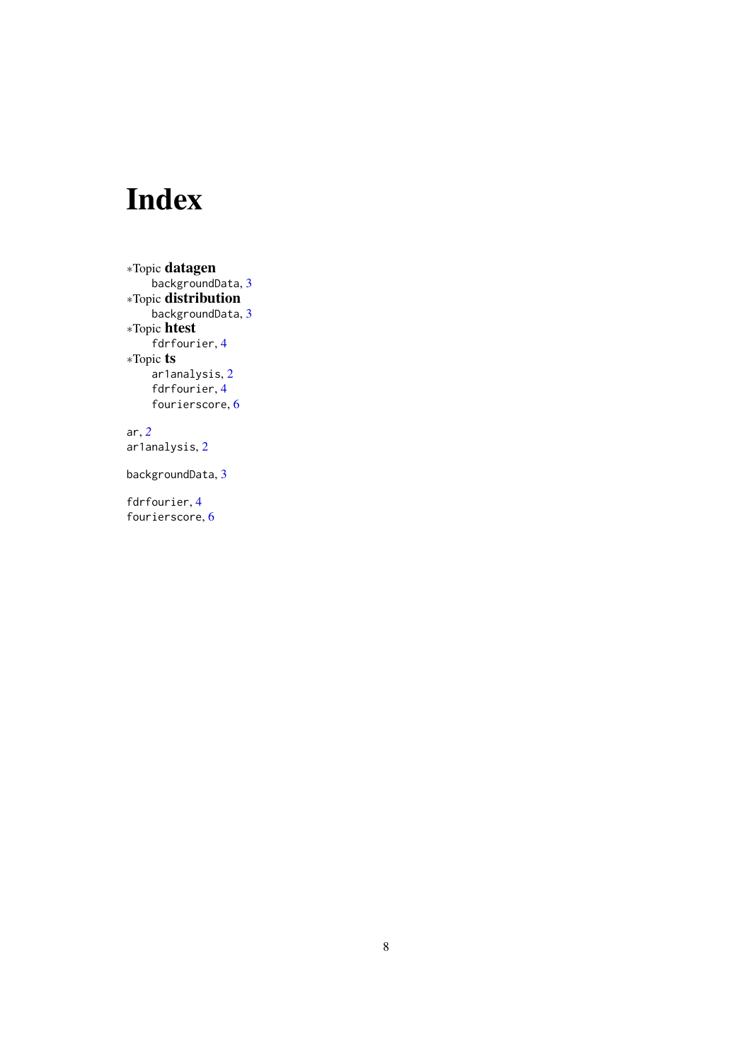# Index

∗Topic **datagen**
  backgroundData, 3
∗Topic **distribution**
  backgroundData, 3
∗Topic **htest**
  fdrfourier, 4
∗Topic **ts**
  ar1analysis, 2
  fdrfourier, 4
  fourierscore, 6

ar, *2*
ar1analysis, 2

backgroundData, 3

fdrfourier, 4
fourierscore, 6